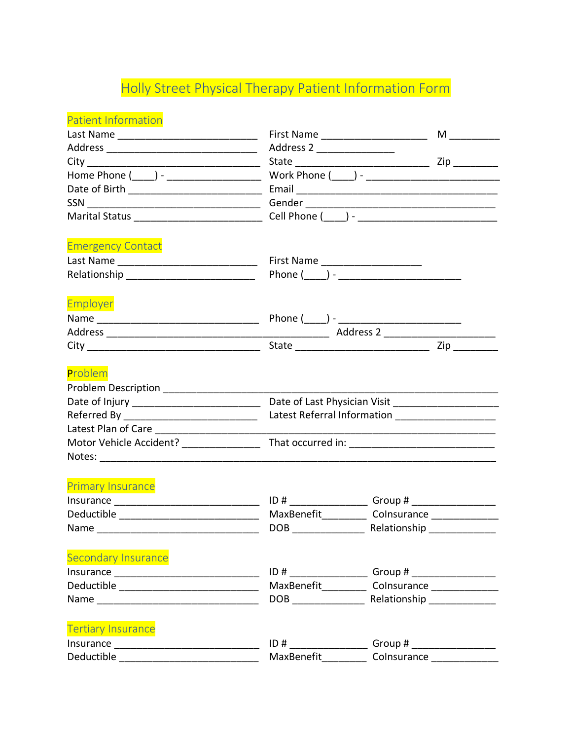# Holly Street Physical Therapy Patient Information Form

## Patient Information

Last Name ___________________________ First Name ____________________ M _________
Address _____________________________ Address 2 _______________
City ________________________________ State _________________________ Zip ________
Home Phone (____) - _________________ Work Phone (____) - _________________________
Date of Birth _________________________ Email _____________________________________
SSN ________________________________ Gender ____________________________________
Marital Status ________________________ Cell Phone (____) - __________________________

## Emergency Contact

Last Name ___________________________ First Name ___________________
Relationship _________________________ Phone (____) - _______________________

## Employer

Name ______________________________ Phone (____) - _______________________
Address __________________________________________ Address 2 _____________________
City ________________________________ State _________________________ Zip ________

## Problem

Problem Description _______________________________________________________________
Date of Injury ________________________ Date of Last Physician Visit __________________
Referred By __________________________ Latest Referral Information ___________________
Latest Plan of Care _________________________________________________________________
Motor Vehicle Accident? ______________ That occurred in: ___________________________
Notes: _____________________________________________________________________________

## Primary Insurance

Insurance ___________________________ ID # ______________ Group # ________________
Deductible __________________________ MaxBenefit________ CoInsurance _____________
Name ______________________________ DOB _____________ Relationship _____________

## Secondary Insurance

Insurance ___________________________ ID # ______________ Group # ________________
Deductible __________________________ MaxBenefit________ CoInsurance _____________
Name ______________________________ DOB _____________ Relationship _____________

## Tertiary Insurance

Insurance ___________________________ ID # ______________ Group # ________________
Deductible __________________________ MaxBenefit________ CoInsurance _____________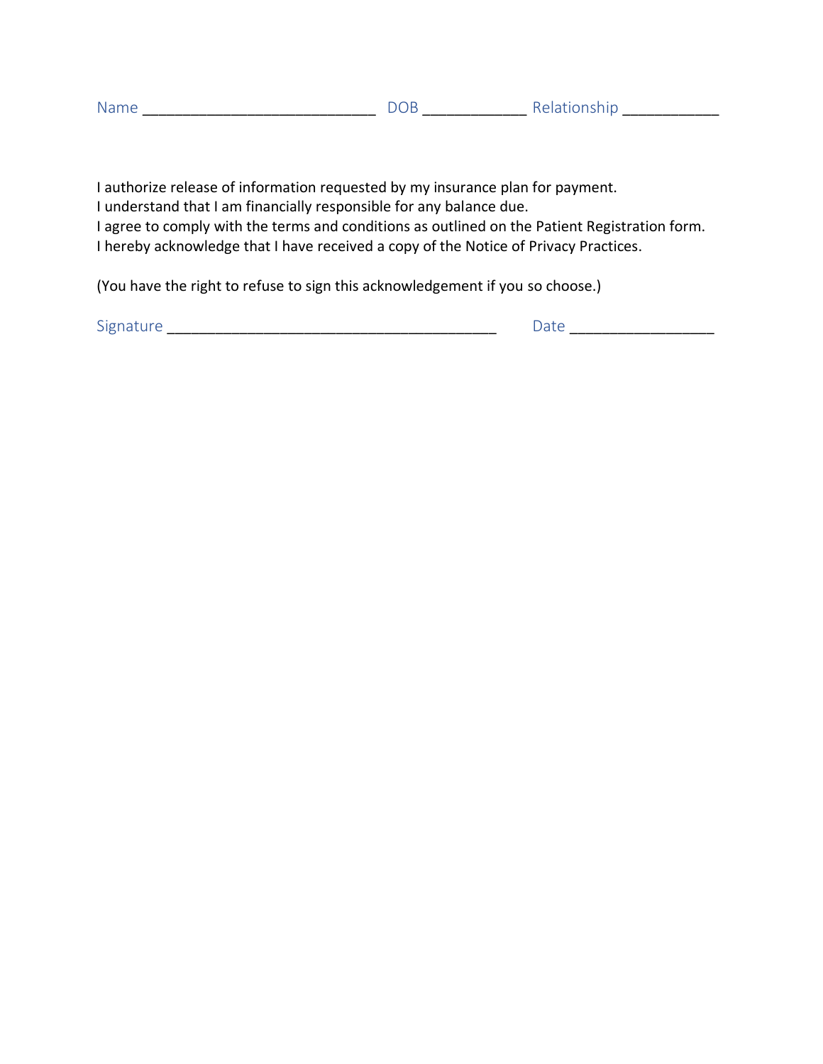Name ___________________________ DOB ____________ Relationship ___________

I authorize release of information requested by my insurance plan for payment.
I understand that I am financially responsible for any balance due.
I agree to comply with the terms and conditions as outlined on the Patient Registration form.
I hereby acknowledge that I have received a copy of the Notice of Privacy Practices.

(You have the right to refuse to sign this acknowledgement if you so choose.)

Signature ______________________________________ Date _________________